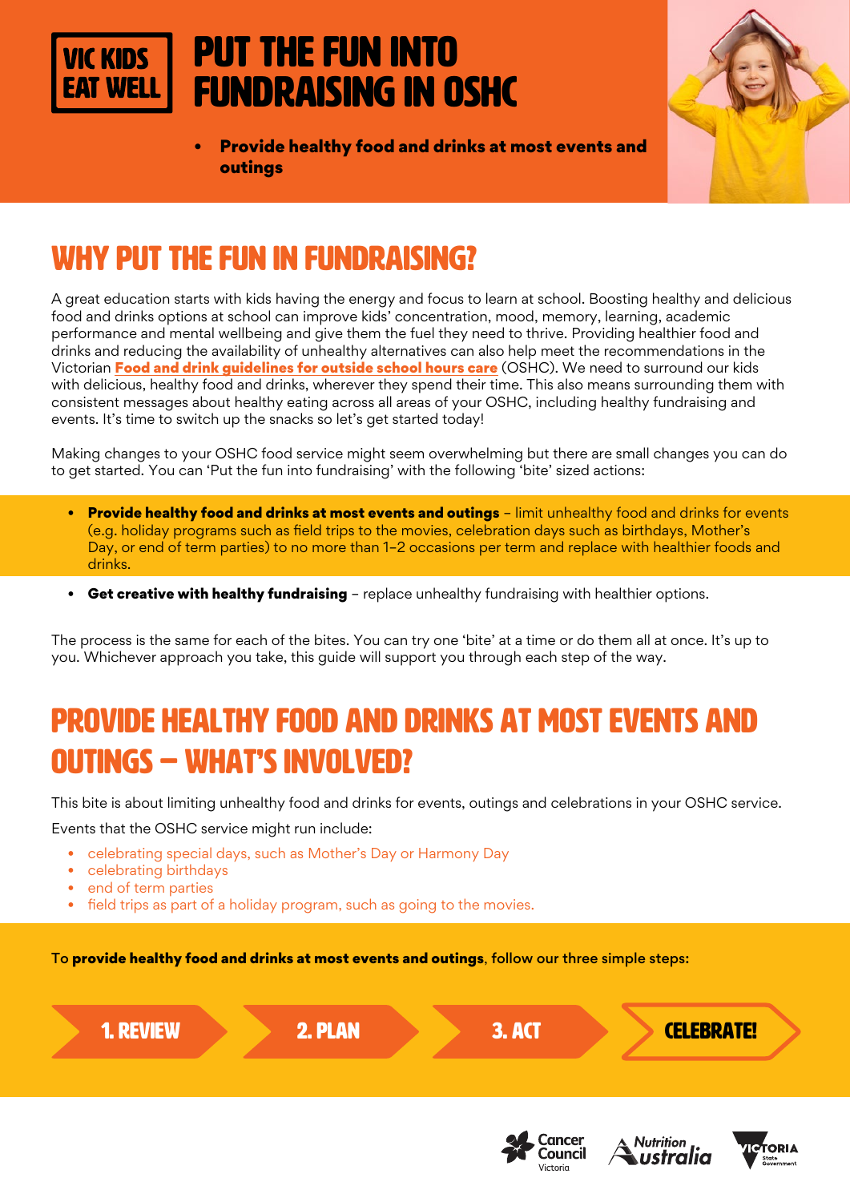VIC KIDS EAT WELL

# PUT THE FUN INTO FUNDRAISING IN OSHC

- **Provide healthy food and drinks at most events and outings**

## WHY PUT THE FUN IN FUNDRAISING?

A great education starts with kids having the energy and focus to learn at school. Boosting healthy and delicious food and drinks options at school can improve kids' concentration, mood, memory, learning, academic performance and mental wellbeing and give them the fuel they need to thrive. Providing healthier food and drinks and reducing the availability of unhealthy alternatives can also help meet the recommendations in the Victorian **Food and drink guidelines for outside school hours care** (OSHC). We need to surround our kids with delicious, healthy food and drinks, wherever they spend their time. This also means surrounding them with consistent messages about healthy eating across all areas of your OSHC, including healthy fundraising and events. It's time to switch up the snacks so let's get started today!

Making changes to your OSHC food service might seem overwhelming but there are small changes you can do to get started. You can 'Put the fun into fundraising' with the following 'bite' sized actions:

- **Provide healthy food and drinks at most events and outings** – limit unhealthy food and drinks for events (e.g. holiday programs such as field trips to the movies, celebration days such as birthdays, Mother's Day, or end of term parties) to no more than 1–2 occasions per term and replace with healthier foods and drinks.
- **Get creative with healthy fundraising** – replace unhealthy fundraising with healthier options.

The process is the same for each of the bites. You can try one 'bite' at a time or do them all at once. It's up to you. Whichever approach you take, this guide will support you through each step of the way.

## PROVIDE HEALTHY FOOD AND DRINKS AT MOST EVENTS AND OUTINGS – WHAT'S INVOLVED?

This bite is about limiting unhealthy food and drinks for events, outings and celebrations in your OSHC service.

Events that the OSHC service might run include:

- celebrating special days, such as Mother's Day or Harmony Day
- celebrating birthdays
- end of term parties
- field trips as part of a holiday program, such as going to the movies.

To **provide healthy food and drinks at most events and outings**, follow our three simple steps:

1. REVIEW → 2. PLAN → 3. ACT → CELEBRATE!

Cancer Council Victoria | Nutrition Australia | Victoria State Government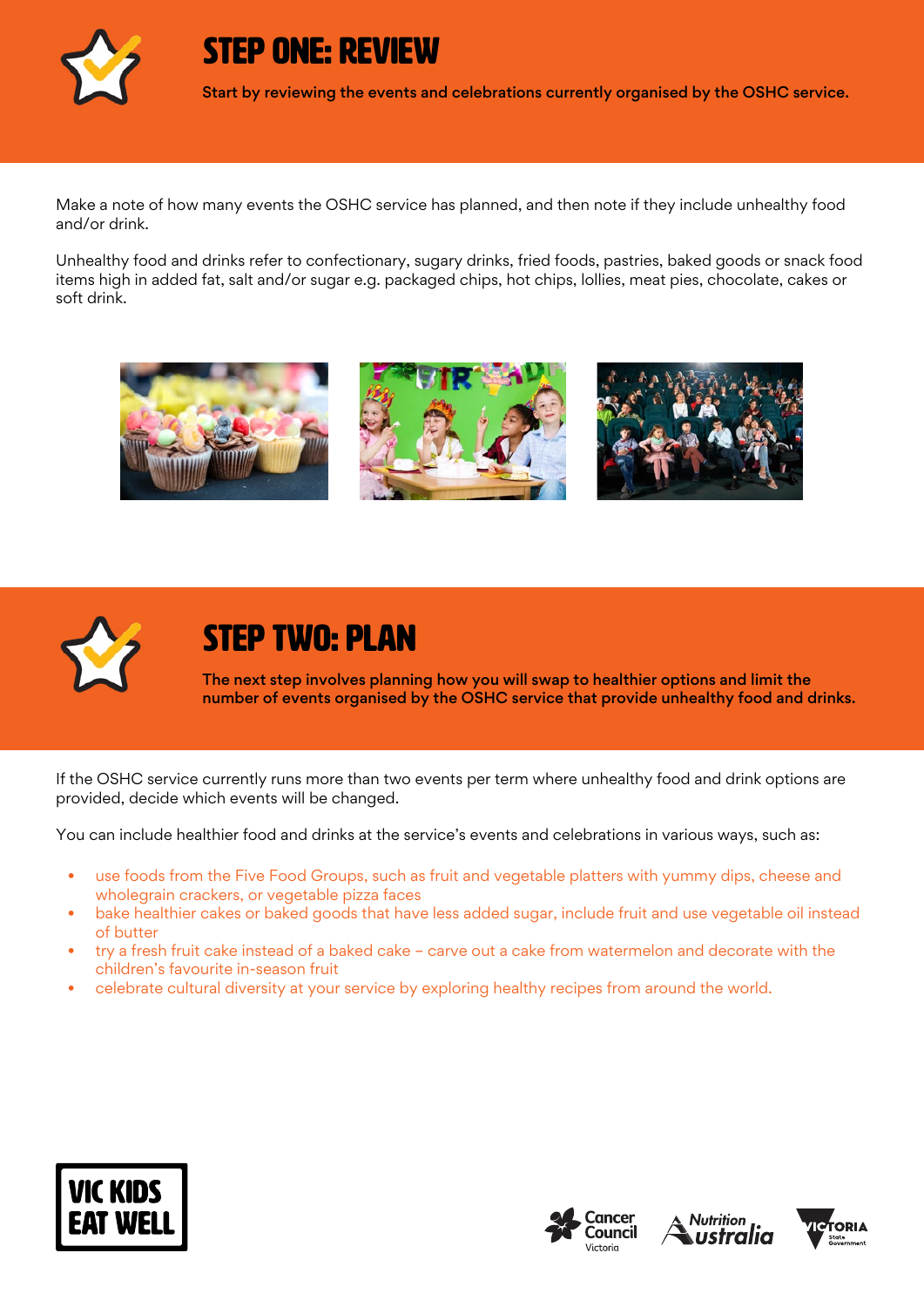## STEP ONE: REVIEW

**Start by reviewing the events and celebrations currently organised by the OSHC service.**

Make a note of how many events the OSHC service has planned, and then note if they include unhealthy food and/or drink.

Unhealthy food and drinks refer to confectionary, sugary drinks, fried foods, pastries, baked goods or snack food items high in added fat, salt and/or sugar e.g. packaged chips, hot chips, lollies, meat pies, chocolate, cakes or soft drink.

## STEP TWO: PLAN

**The next step involves planning how you will swap to healthier options and limit the number of events organised by the OSHC service that provide unhealthy food and drinks.**

If the OSHC service currently runs more than two events per term where unhealthy food and drink options are provided, decide which events will be changed.

You can include healthier food and drinks at the service's events and celebrations in various ways, such as:

- use foods from the Five Food Groups, such as fruit and vegetable platters with yummy dips, cheese and wholegrain crackers, or vegetable pizza faces
- bake healthier cakes or baked goods that have less added sugar, include fruit and use vegetable oil instead of butter
- try a fresh fruit cake instead of a baked cake – carve out a cake from watermelon and decorate with the children's favourite in-season fruit
- celebrate cultural diversity at your service by exploring healthy recipes from around the world.

VIC KIDS EAT WELL

Cancer Council Victoria | Nutrition Australia | Victoria State Government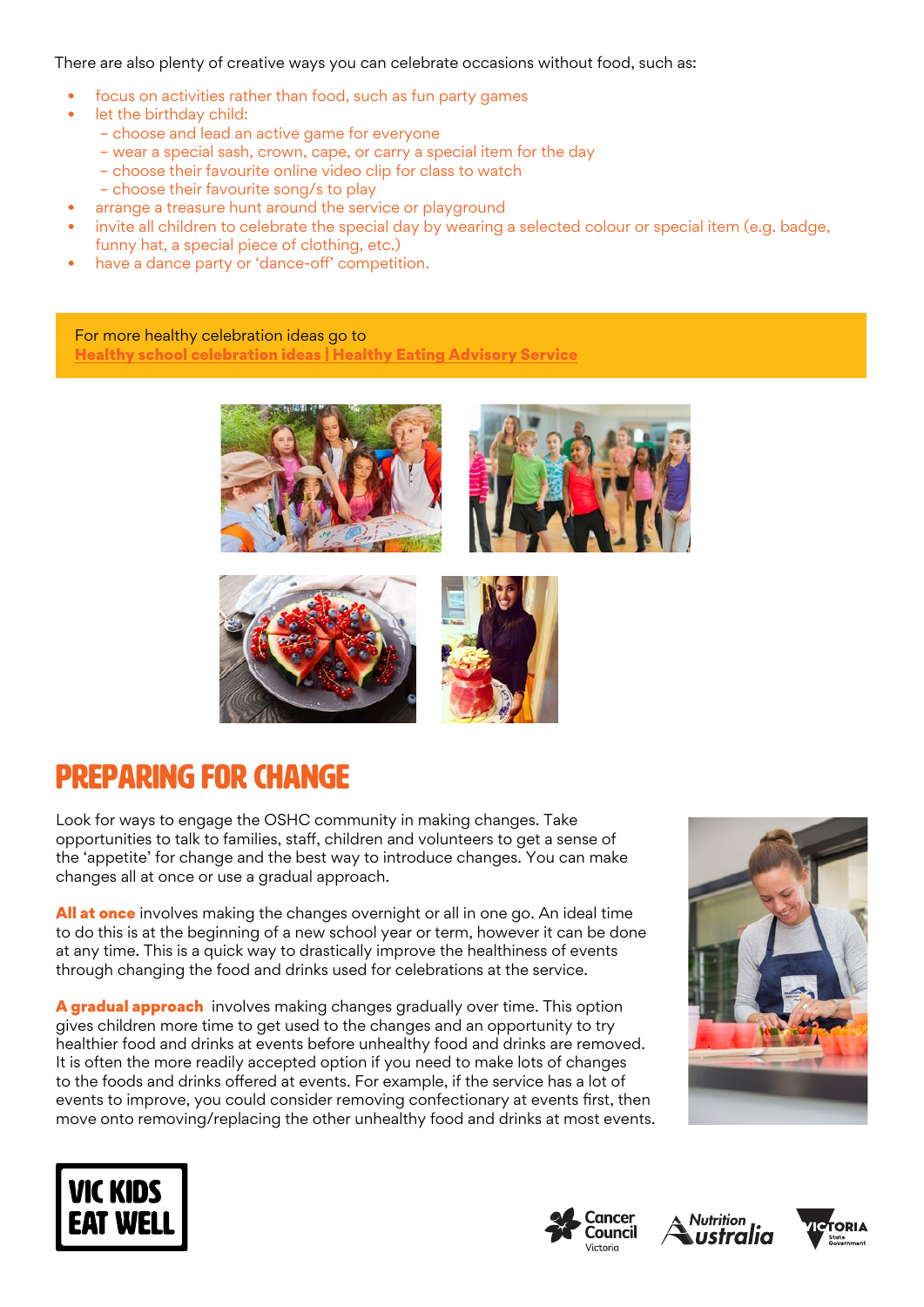There are also plenty of creative ways you can celebrate occasions without food, such as:

- focus on activities rather than food, such as fun party games
- let the birthday child:
  - choose and lead an active game for everyone
  - wear a special sash, crown, cape, or carry a special item for the day
  - choose their favourite online video clip for class to watch
  - choose their favourite song/s to play
- arrange a treasure hunt around the service or playground
- invite all children to celebrate the special day by wearing a selected colour or special item (e.g. badge, funny hat, a special piece of clothing, etc.)
- have a dance party or 'dance-off' competition.

For more healthy celebration ideas go to
**Healthy school celebration ideas | Healthy Eating Advisory Service**

## PREPARING FOR CHANGE

Look for ways to engage the OSHC community in making changes. Take opportunities to talk to families, staff, children and volunteers to get a sense of the 'appetite' for change and the best way to introduce changes. You can make changes all at once or use a gradual approach.

**All at once** involves making the changes overnight or all in one go. An ideal time to do this is at the beginning of a new school year or term, however it can be done at any time. This is a quick way to drastically improve the healthiness of events through changing the food and drinks used for celebrations at the service.

**A gradual approach** involves making changes gradually over time. This option gives children more time to get used to the changes and an opportunity to try healthier food and drinks at events before unhealthy food and drinks are removed. It is often the more readily accepted option if you need to make lots of changes to the foods and drinks offered at events. For example, if the service has a lot of events to improve, you could consider removing confectionary at events first, then move onto removing/replacing the other unhealthy food and drinks at most events.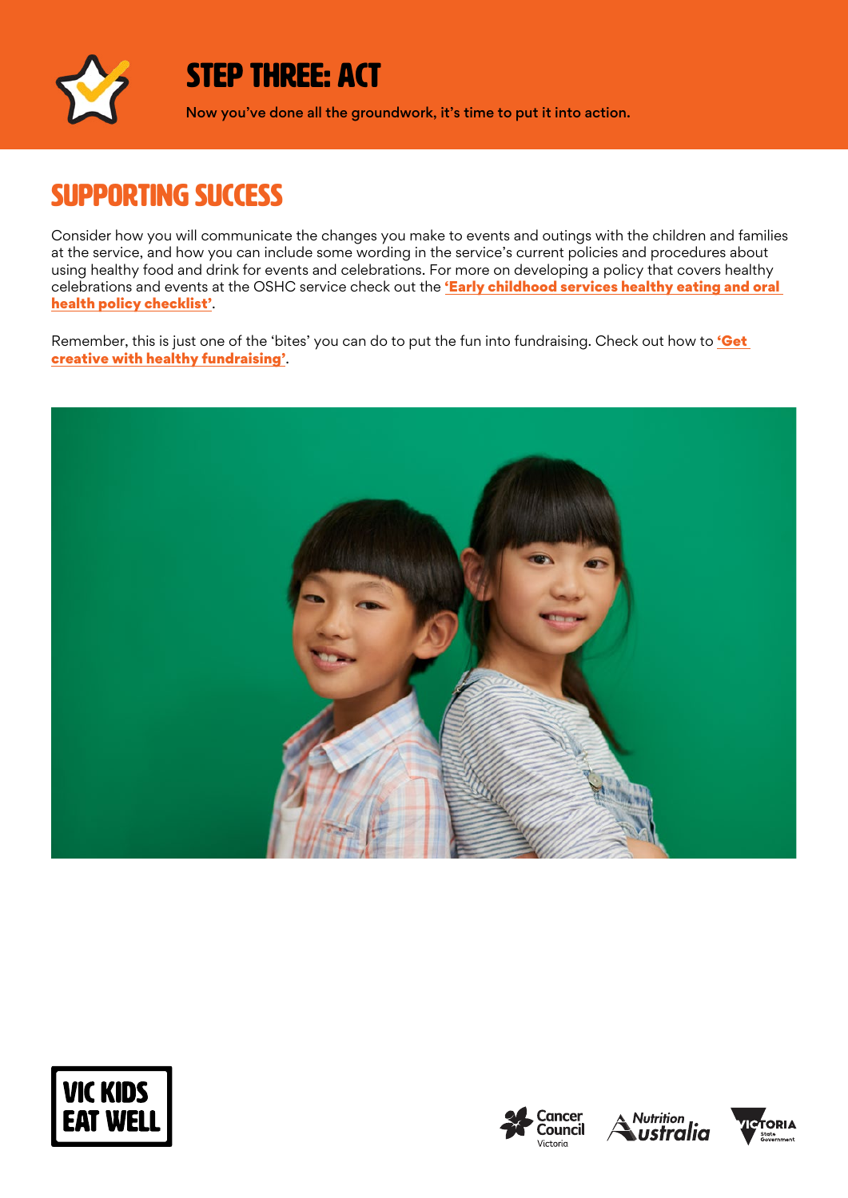# STEP THREE: ACT

**Now you've done all the groundwork, it's time to put it into action.**

## SUPPORTING SUCCESS

Consider how you will communicate the changes you make to events and outings with the children and families at the service, and how you can include some wording in the service's current policies and procedures about using healthy food and drink for events and celebrations. For more on developing a policy that covers healthy celebrations and events at the OSHC service check out the **'Early childhood services healthy eating and oral health policy checklist'**.

Remember, this is just one of the 'bites' you can do to put the fun into fundraising. Check out how to **'Get creative with healthy fundraising'**.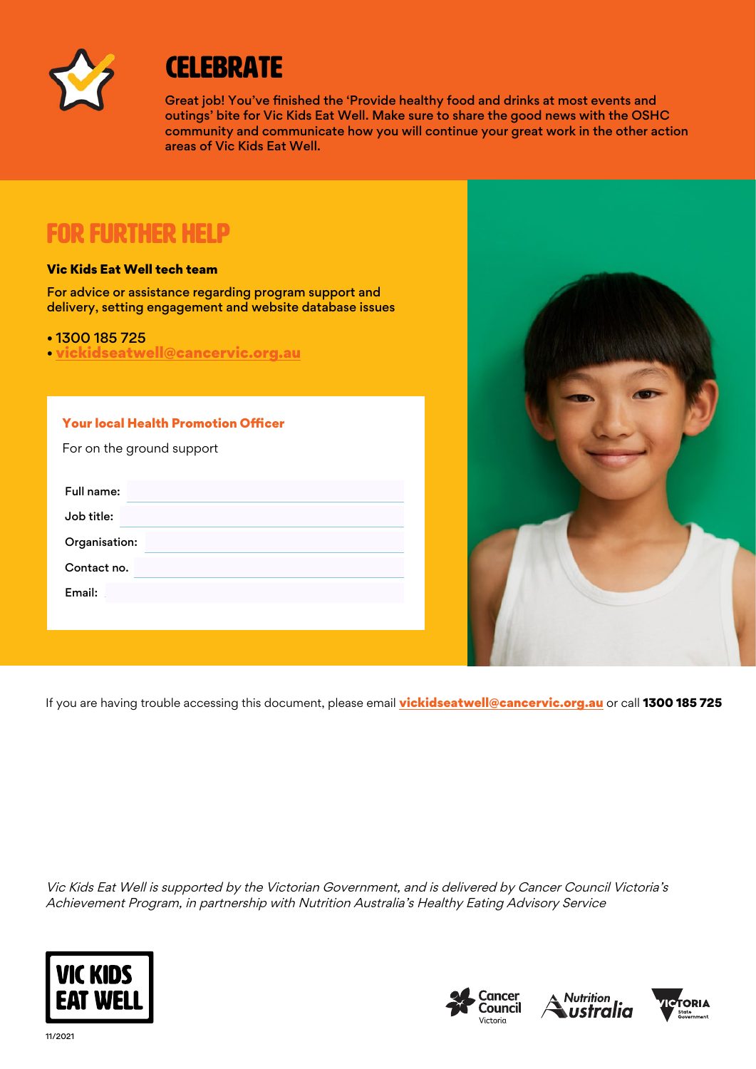# CELEBRATE

Great job! You've finished the 'Provide healthy food and drinks at most events and outings' bite for Vic Kids Eat Well. Make sure to share the good news with the OSHC community and communicate how you will continue your great work in the other action areas of Vic Kids Eat Well.

## FOR FURTHER HELP

**Vic Kids Eat Well tech team**

For advice or assistance regarding program support and delivery, setting engagement and website database issues

- 1300 185 725
- vickidseatwell@cancervic.org.au

**Your local Health Promotion Officer**

For on the ground support

Full name:

Job title:

Organisation:

Contact no.

Email:

If you are having trouble accessing this document, please email **vickidseatwell@cancervic.org.au** or call **1300 185 725**

*Vic Kids Eat Well is supported by the Victorian Government, and is delivered by Cancer Council Victoria's Achievement Program, in partnership with Nutrition Australia's Healthy Eating Advisory Service*

VIC KIDS EAT WELL

Cancer Council Victoria Nutrition Australia Victoria State Government

11/2021